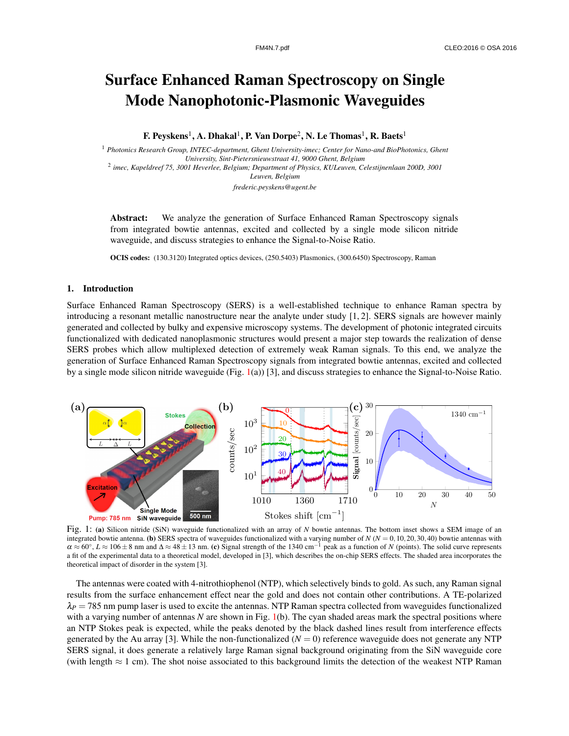# Surface Enhanced Raman Spectroscopy on Single Mode Nanophotonic-Plasmonic Waveguides

**F. Peyskens[1], A. Dhakal[1], P. Van Dorpe[2], N. Le Thomas[1], R. Baets[1]**

[1] *Photonics Research Group, INTEC-department, Ghent University-imec; Center for Nano-and BioPhotonics, Ghent University, Sint-Pietersnieuwstraat 41, 9000 Ghent, Belgium*
[2] *imec, Kapeldreef 75, 3001 Heverlee, Belgium; Department of Physics, KULeuven, Celestijnenlaan 200D, 3001 Leuven, Belgium*
*frederic.peyskens@ugent.be*

**Abstract:** We analyze the generation of Surface Enhanced Raman Spectroscopy signals from integrated bowtie antennas, excited and collected by a single mode silicon nitride waveguide, and discuss strategies to enhance the Signal-to-Noise Ratio.

**OCIS codes:** (130.3120) Integrated optics devices, (250.5403) Plasmonics, (300.6450) Spectroscopy, Raman

## 1. Introduction

Surface Enhanced Raman Spectroscopy (SERS) is a well-established technique to enhance Raman spectra by introducing a resonant metallic nanostructure near the analyte under study [1, 2]. SERS signals are however mainly generated and collected by bulky and expensive microscopy systems. The development of photonic integrated circuits functionalized with dedicated nanoplasmonic structures would present a major step towards the realization of dense SERS probes which allow multiplexed detection of extremely weak Raman signals. To this end, we analyze the generation of Surface Enhanced Raman Spectroscopy signals from integrated bowtie antennas, excited and collected by a single mode silicon nitride waveguide (Fig. 1(a)) [3], and discuss strategies to enhance the Signal-to-Noise Ratio.

Fig. 1: **(a)** Silicon nitride (SiN) waveguide functionalized with an array of $N$ bowtie antennas. The bottom inset shows a SEM image of an integrated bowtie antenna. **(b)** SERS spectra of waveguides functionalized with a varying number of $N$ ($N = 0, 10, 20, 30, 40$) bowtie antennas with $\alpha \approx 60^{\circ}$, $L \approx 106 \pm 8$ nm and $\Delta \approx 48 \pm 13$ nm. **(c)** Signal strength of the 1340 cm$^{-1}$ peak as a function of $N$ (points). The solid curve represents a fit of the experimental data to a theoretical model, developed in [3], which describes the on-chip SERS effects. The shaded area incorporates the theoretical impact of disorder in the system [3].

The antennas were coated with 4-nitrothiophenol (NTP), which selectively binds to gold. As such, any Raman signal results from the surface enhancement effect near the gold and does not contain other contributions. A TE-polarized $\lambda_P = 785$ nm pump laser is used to excite the antennas. NTP Raman spectra collected from waveguides functionalized with a varying number of antennas $N$ are shown in Fig. 1(b). The cyan shaded areas mark the spectral positions where an NTP Stokes peak is expected, while the peaks denoted by the black dashed lines result from interference effects generated by the Au array [3]. While the non-functionalized ($N = 0$) reference waveguide does not generate any NTP SERS signal, it does generate a relatively large Raman signal background originating from the SiN waveguide core (with length $\approx$ 1 cm). The shot noise associated to this background limits the detection of the weakest NTP Raman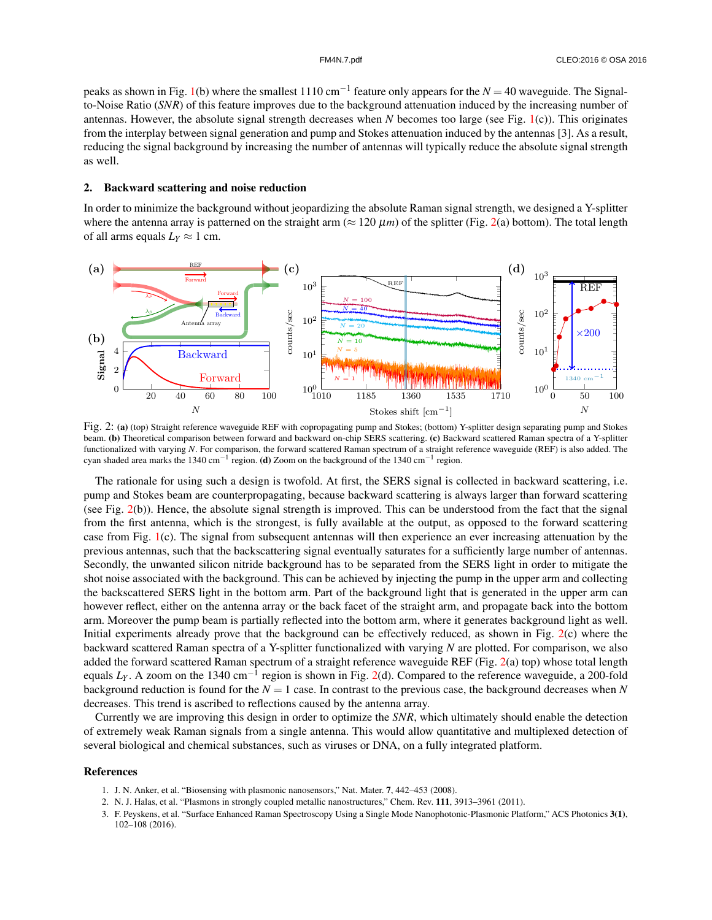peaks as shown in Fig. 1(b) where the smallest 1110 cm$^{-1}$ feature only appears for the $N = 40$ waveguide. The Signal-to-Noise Ratio ($SNR$) of this feature improves due to the background attenuation induced by the increasing number of antennas. However, the absolute signal strength decreases when $N$ becomes too large (see Fig. 1(c)). This originates from the interplay between signal generation and pump and Stokes attenuation induced by the antennas [3]. As a result, reducing the signal background by increasing the number of antennas will typically reduce the absolute signal strength as well.

## 2. Backward scattering and noise reduction

In order to minimize the background without jeopardizing the absolute Raman signal strength, we designed a Y-splitter where the antenna array is patterned on the straight arm ($\approx 120\ \mu m$) of the splitter (Fig. 2(a) bottom). The total length of all arms equals $L_Y \approx 1$ cm.

(a)
REF
Forward
Forward
Backward
$\lambda_P$
$\lambda_S$
Antenna array

(b)
Signal
4
2
0
Backward
Forward
20
40
60
80
100
$N$

(c)
counts/sec
$10^3$
$10^2$
$10^1$
$10^0$
REF
$N = 100$
$N = 40$
$N = 20$
$N = 10$
$N = 5$
$N = 1$
1010
1185
1360
1535
1710
Stokes shift [cm$^{-1}$]

(d)
counts/sec
$10^3$
$10^2$
$10^1$
$10^0$
REF
$\times 200$
1340 cm$^{-1}$
0
50
100
$N$

Fig. 2: **(a)** (top) Straight reference waveguide REF with copropagating pump and Stokes; (bottom) Y-splitter design separating pump and Stokes beam. **(b)** Theoretical comparison between forward and backward on-chip SERS scattering. **(c)** Backward scattered Raman spectra of a Y-splitter functionalized with varying $N$. For comparison, the forward scattered Raman spectrum of a straight reference waveguide (REF) is also added. The cyan shaded area marks the 1340 cm$^{-1}$ region. **(d)** Zoom on the background of the 1340 cm$^{-1}$ region.

The rationale for using such a design is twofold. At first, the SERS signal is collected in backward scattering, i.e. pump and Stokes beam are counterpropagating, because backward scattering is always larger than forward scattering (see Fig. 2(b)). Hence, the absolute signal strength is improved. This can be understood from the fact that the signal from the first antenna, which is the strongest, is fully available at the output, as opposed to the forward scattering case from Fig. 1(c). The signal from subsequent antennas will then experience an ever increasing attenuation by the previous antennas, such that the backscattering signal eventually saturates for a sufficiently large number of antennas. Secondly, the unwanted silicon nitride background has to be separated from the SERS light in order to mitigate the shot noise associated with the background. This can be achieved by injecting the pump in the upper arm and collecting the backscattered SERS light in the bottom arm. Part of the background light that is generated in the upper arm can however reflect, either on the antenna array or the back facet of the straight arm, and propagate back into the bottom arm. Moreover the pump beam is partially reflected into the bottom arm, where it generates background light as well. Initial experiments already prove that the background can be effectively reduced, as shown in Fig. 2(c) where the backward scattered Raman spectra of a Y-splitter functionalized with varying $N$ are plotted. For comparison, we also added the forward scattered Raman spectrum of a straight reference waveguide REF (Fig. 2(a) top) whose total length equals $L_Y$. A zoom on the 1340 cm$^{-1}$ region is shown in Fig. 2(d). Compared to the reference waveguide, a 200-fold background reduction is found for the $N = 1$ case. In contrast to the previous case, the background decreases when $N$ decreases. This trend is ascribed to reflections caused by the antenna array.

Currently we are improving this design in order to optimize the $SNR$, which ultimately should enable the detection of extremely weak Raman signals from a single antenna. This would allow quantitative and multiplexed detection of several biological and chemical substances, such as viruses or DNA, on a fully integrated platform.

## References

1. J. N. Anker, et al. "Biosensing with plasmonic nanosensors," Nat. Mater. **7**, 442–453 (2008).
2. N. J. Halas, et al. "Plasmons in strongly coupled metallic nanostructures," Chem. Rev. **111**, 3913–3961 (2011).
3. F. Peyskens, et al. "Surface Enhanced Raman Spectroscopy Using a Single Mode Nanophotonic-Plasmonic Platform," ACS Photonics **3(1)**, 102–108 (2016).